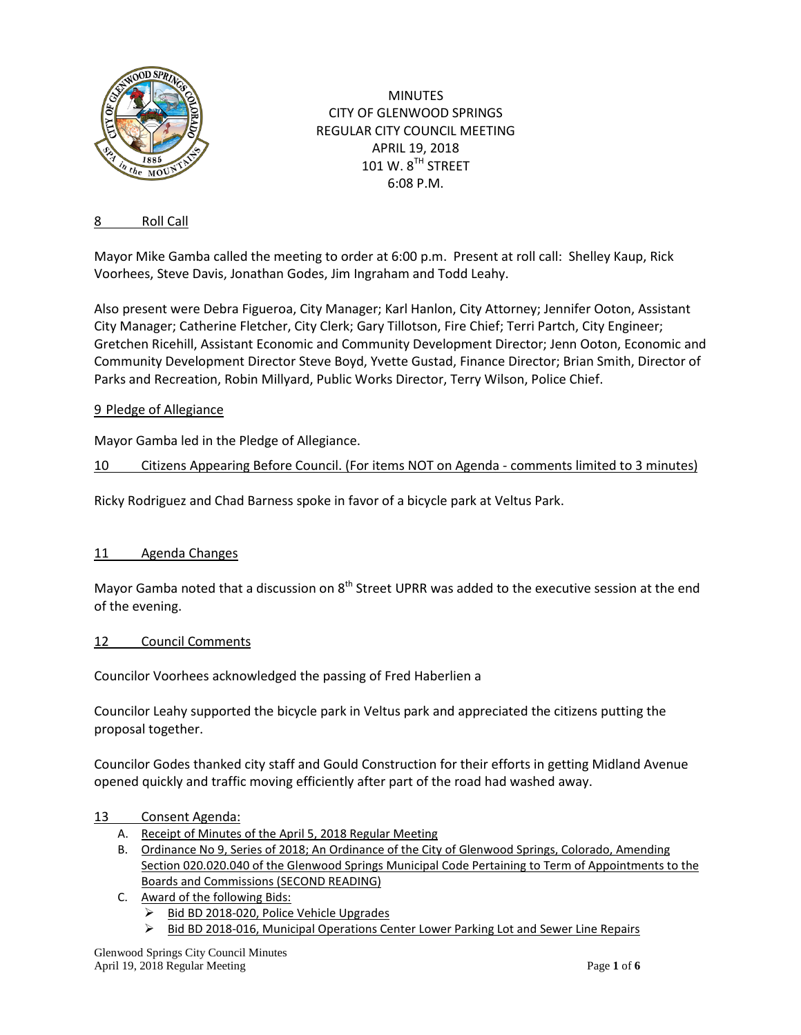MINUTES
CITY OF GLENWOOD SPRINGS
REGULAR CITY COUNCIL MEETING
APRIL 19, 2018
101 W. 8TH STREET
6:08 P.M.

## 8 Roll Call

Mayor Mike Gamba called the meeting to order at 6:00 p.m. Present at roll call: Shelley Kaup, Rick Voorhees, Steve Davis, Jonathan Godes, Jim Ingraham and Todd Leahy.

Also present were Debra Figueroa, City Manager; Karl Hanlon, City Attorney; Jennifer Ooton, Assistant City Manager; Catherine Fletcher, City Clerk; Gary Tillotson, Fire Chief; Terri Partch, City Engineer; Gretchen Ricehill, Assistant Economic and Community Development Director; Jenn Ooton, Economic and Community Development Director Steve Boyd, Yvette Gustad, Finance Director; Brian Smith, Director of Parks and Recreation, Robin Millyard, Public Works Director, Terry Wilson, Police Chief.

## 9 Pledge of Allegiance

Mayor Gamba led in the Pledge of Allegiance.

## 10 Citizens Appearing Before Council. (For items NOT on Agenda - comments limited to 3 minutes)

Ricky Rodriguez and Chad Barness spoke in favor of a bicycle park at Veltus Park.

## 11 Agenda Changes

Mayor Gamba noted that a discussion on 8th Street UPRR was added to the executive session at the end of the evening.

## 12 Council Comments

Councilor Voorhees acknowledged the passing of Fred Haberlien a

Councilor Leahy supported the bicycle park in Veltus park and appreciated the citizens putting the proposal together.

Councilor Godes thanked city staff and Gould Construction for their efforts in getting Midland Avenue opened quickly and traffic moving efficiently after part of the road had washed away.

## 13 Consent Agenda:

A. Receipt of Minutes of the April 5, 2018 Regular Meeting
B. Ordinance No 9, Series of 2018; An Ordinance of the City of Glenwood Springs, Colorado, Amending Section 020.020.040 of the Glenwood Springs Municipal Code Pertaining to Term of Appointments to the Boards and Commissions (SECOND READING)
C. Award of the following Bids:
   - Bid BD 2018-020, Police Vehicle Upgrades
   - Bid BD 2018-016, Municipal Operations Center Lower Parking Lot and Sewer Line Repairs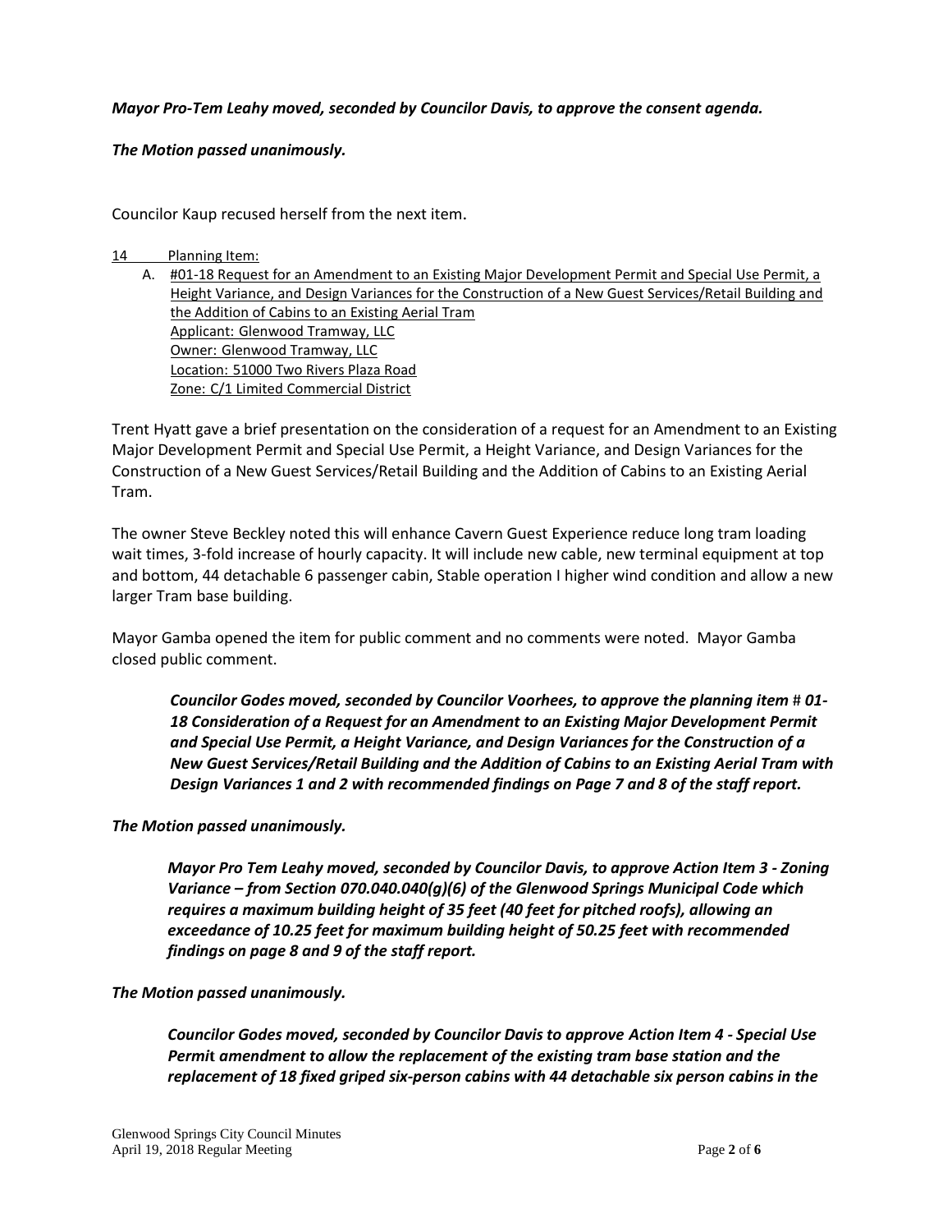***Mayor Pro-Tem Leahy moved, seconded by Councilor Davis, to approve the consent agenda.***

***The Motion passed unanimously.***

Councilor Kaup recused herself from the next item.

14 Planning Item:

A. #01-18 Request for an Amendment to an Existing Major Development Permit and Special Use Permit, a Height Variance, and Design Variances for the Construction of a New Guest Services/Retail Building and the Addition of Cabins to an Existing Aerial Tram
Applicant: Glenwood Tramway, LLC
Owner: Glenwood Tramway, LLC
Location: 51000 Two Rivers Plaza Road
Zone: C/1 Limited Commercial District

Trent Hyatt gave a brief presentation on the consideration of a request for an Amendment to an Existing Major Development Permit and Special Use Permit, a Height Variance, and Design Variances for the Construction of a New Guest Services/Retail Building and the Addition of Cabins to an Existing Aerial Tram.

The owner Steve Beckley noted this will enhance Cavern Guest Experience reduce long tram loading wait times, 3-fold increase of hourly capacity. It will include new cable, new terminal equipment at top and bottom, 44 detachable 6 passenger cabin, Stable operation I higher wind condition and allow a new larger Tram base building.

Mayor Gamba opened the item for public comment and no comments were noted. Mayor Gamba closed public comment.

> ***Councilor Godes moved, seconded by Councilor Voorhees, to approve the planning item # 01-18 Consideration of a Request for an Amendment to an Existing Major Development Permit and Special Use Permit, a Height Variance, and Design Variances for the Construction of a New Guest Services/Retail Building and the Addition of Cabins to an Existing Aerial Tram with Design Variances 1 and 2 with recommended findings on Page 7 and 8 of the staff report.***

***The Motion passed unanimously.***

> ***Mayor Pro Tem Leahy moved, seconded by Councilor Davis, to approve Action Item 3 - Zoning Variance – from Section 070.040.040(g)(6) of the Glenwood Springs Municipal Code which requires a maximum building height of 35 feet (40 feet for pitched roofs), allowing an exceedance of 10.25 feet for maximum building height of 50.25 feet with recommended findings on page 8 and 9 of the staff report.***

***The Motion passed unanimously.***

> ***Councilor Godes moved, seconded by Councilor Davis to approve Action Item 4 - Special Use Permit amendment to allow the replacement of the existing tram base station and the replacement of 18 fixed griped six-person cabins with 44 detachable six person cabins in the***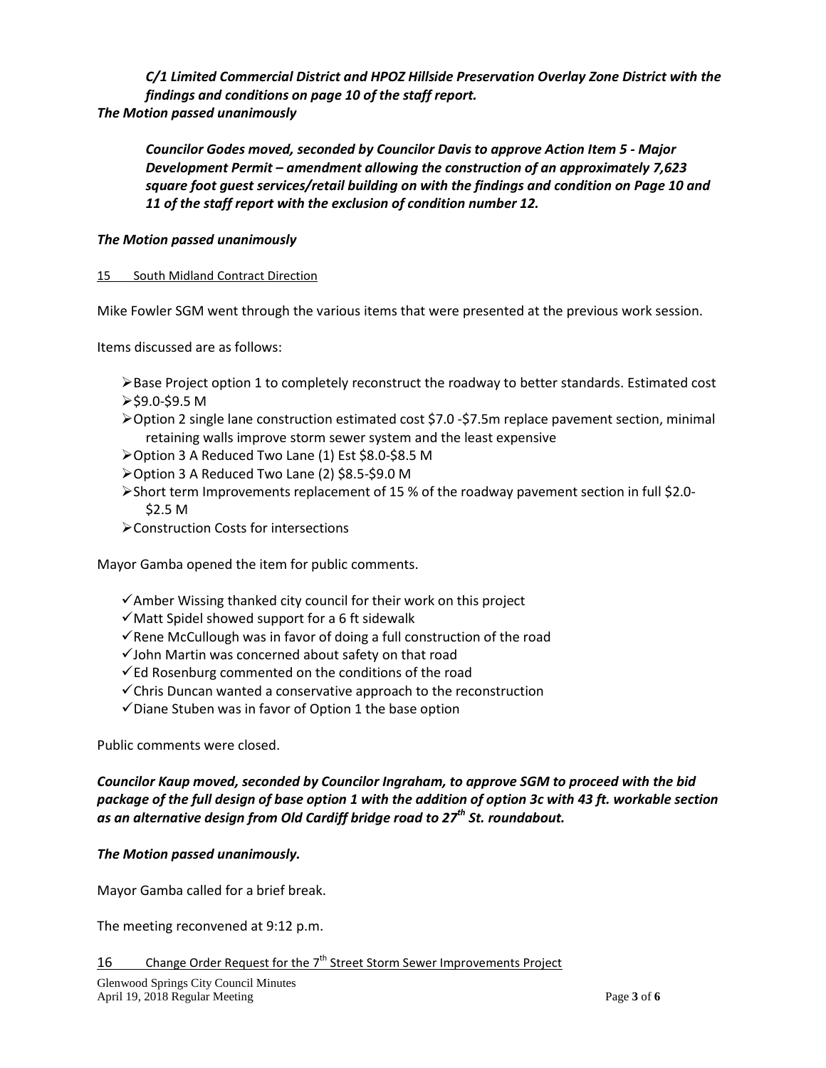***C/1 Limited Commercial District and HPOZ Hillside Preservation Overlay Zone District with the findings and conditions on page 10 of the staff report.***

***The Motion passed unanimously***

***Councilor Godes moved, seconded by Councilor Davis to approve Action Item 5 - Major Development Permit – amendment allowing the construction of an approximately 7,623 square foot guest services/retail building on with the findings and condition on Page 10 and 11 of the staff report with the exclusion of condition number 12.***

***The Motion passed unanimously***

15 South Midland Contract Direction

Mike Fowler SGM went through the various items that were presented at the previous work session.

Items discussed are as follows:

- Base Project option 1 to completely reconstruct the roadway to better standards. Estimated cost
- $9.0-$9.5 M
- Option 2 single lane construction estimated cost $7.0 -$7.5m replace pavement section, minimal retaining walls improve storm sewer system and the least expensive
- Option 3 A Reduced Two Lane (1) Est $8.0-$8.5 M
- Option 3 A Reduced Two Lane (2) $8.5-$9.0 M
- Short term Improvements replacement of 15 % of the roadway pavement section in full $2.0-$2.5 M
- Construction Costs for intersections

Mayor Gamba opened the item for public comments.

- ✓ Amber Wissing thanked city council for their work on this project
- ✓ Matt Spidel showed support for a 6 ft sidewalk
- ✓ Rene McCullough was in favor of doing a full construction of the road
- ✓ John Martin was concerned about safety on that road
- ✓ Ed Rosenburg commented on the conditions of the road
- ✓ Chris Duncan wanted a conservative approach to the reconstruction
- ✓ Diane Stuben was in favor of Option 1 the base option

Public comments were closed.

***Councilor Kaup moved, seconded by Councilor Ingraham, to approve SGM to proceed with the bid package of the full design of base option 1 with the addition of option 3c with 43 ft. workable section as an alternative design from Old Cardiff bridge road to 27th St. roundabout.***

***The Motion passed unanimously.***

Mayor Gamba called for a brief break.

The meeting reconvened at 9:12 p.m.

16 Change Order Request for the 7th Street Storm Sewer Improvements Project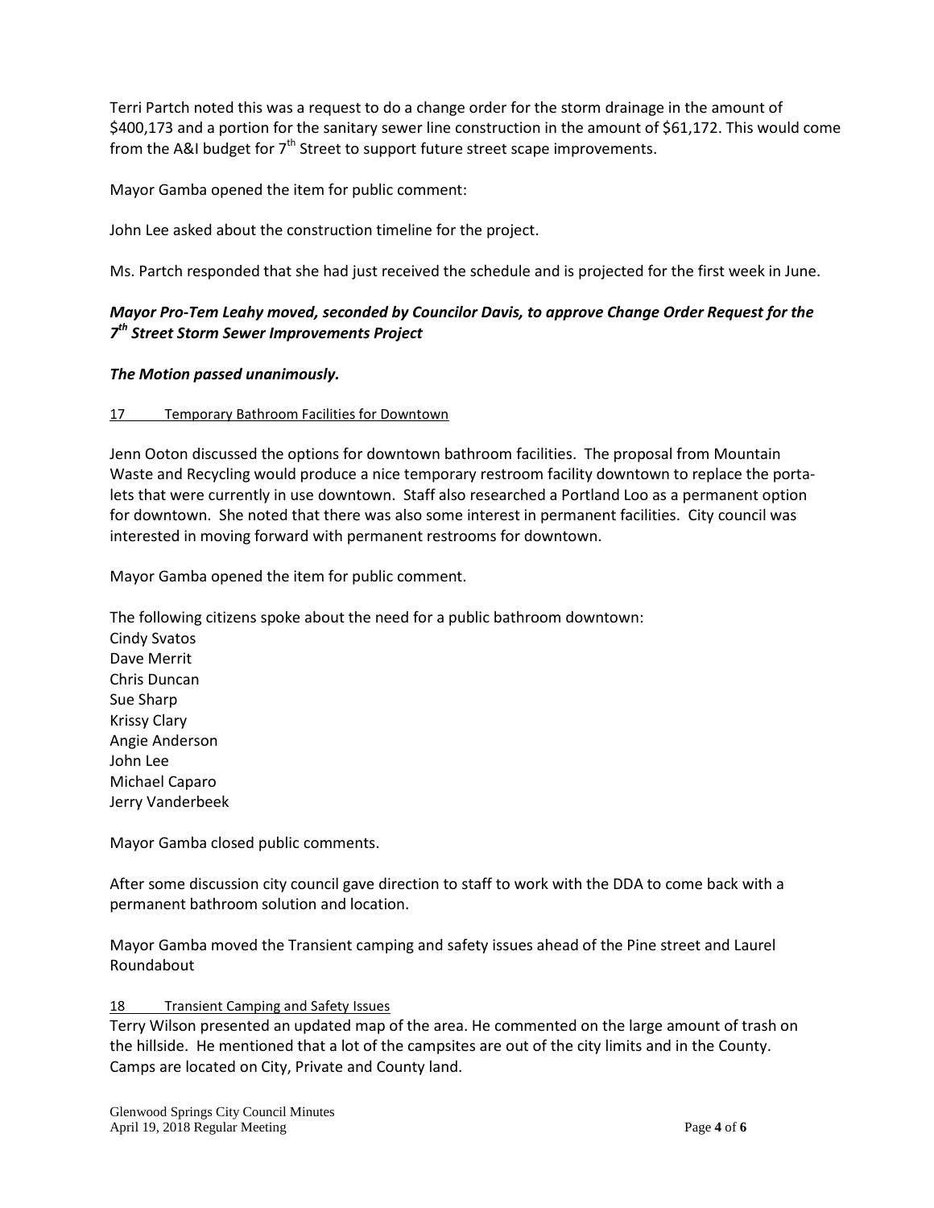Terri Partch noted this was a request to do a change order for the storm drainage in the amount of $400,173 and a portion for the sanitary sewer line construction in the amount of $61,172. This would come from the A&I budget for 7th Street to support future street scape improvements.

Mayor Gamba opened the item for public comment:

John Lee asked about the construction timeline for the project.

Ms. Partch responded that she had just received the schedule and is projected for the first week in June.

***Mayor Pro-Tem Leahy moved, seconded by Councilor Davis, to approve Change Order Request for the 7th Street Storm Sewer Improvements Project***

***The Motion passed unanimously.***

17 Temporary Bathroom Facilities for Downtown

Jenn Ooton discussed the options for downtown bathroom facilities. The proposal from Mountain Waste and Recycling would produce a nice temporary restroom facility downtown to replace the porta-lets that were currently in use downtown. Staff also researched a Portland Loo as a permanent option for downtown. She noted that there was also some interest in permanent facilities. City council was interested in moving forward with permanent restrooms for downtown.

Mayor Gamba opened the item for public comment.

The following citizens spoke about the need for a public bathroom downtown:
Cindy Svatos
Dave Merrit
Chris Duncan
Sue Sharp
Krissy Clary
Angie Anderson
John Lee
Michael Caparo
Jerry Vanderbeek

Mayor Gamba closed public comments.

After some discussion city council gave direction to staff to work with the DDA to come back with a permanent bathroom solution and location.

Mayor Gamba moved the Transient camping and safety issues ahead of the Pine street and Laurel Roundabout

18 Transient Camping and Safety Issues

Terry Wilson presented an updated map of the area. He commented on the large amount of trash on the hillside. He mentioned that a lot of the campsites are out of the city limits and in the County. Camps are located on City, Private and County land.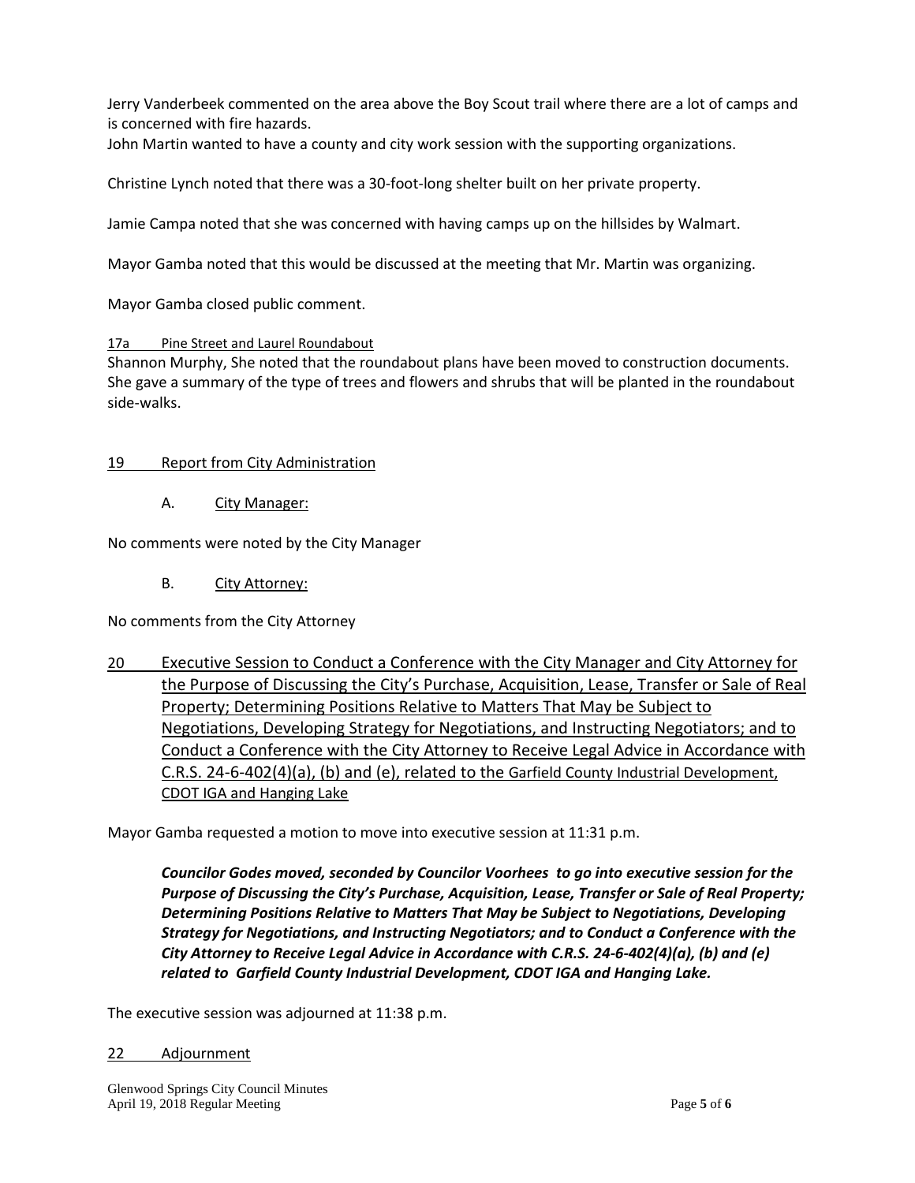Jerry Vanderbeek commented on the area above the Boy Scout trail where there are a lot of camps and is concerned with fire hazards.
John Martin wanted to have a county and city work session with the supporting organizations.

Christine Lynch noted that there was a 30-foot-long shelter built on her private property.

Jamie Campa noted that she was concerned with having camps up on the hillsides by Walmart.

Mayor Gamba noted that this would be discussed at the meeting that Mr. Martin was organizing.

Mayor Gamba closed public comment.

17a Pine Street and Laurel Roundabout

Shannon Murphy, She noted that the roundabout plans have been moved to construction documents. She gave a summary of the type of trees and flowers and shrubs that will be planted in the roundabout side-walks.

19 Report from City Administration

A. City Manager:

No comments were noted by the City Manager

B. City Attorney:

No comments from the City Attorney

## 20 Executive Session to Conduct a Conference with the City Manager and City Attorney for the Purpose of Discussing the City's Purchase, Acquisition, Lease, Transfer or Sale of Real Property; Determining Positions Relative to Matters That May be Subject to Negotiations, Developing Strategy for Negotiations, and Instructing Negotiators; and to Conduct a Conference with the City Attorney to Receive Legal Advice in Accordance with C.R.S. 24-6-402(4)(a), (b) and (e), related to the Garfield County Industrial Development, CDOT IGA and Hanging Lake

Mayor Gamba requested a motion to move into executive session at 11:31 p.m.

***Councilor Godes moved, seconded by Councilor Voorhees to go into executive session for the Purpose of Discussing the City's Purchase, Acquisition, Lease, Transfer or Sale of Real Property; Determining Positions Relative to Matters That May be Subject to Negotiations, Developing Strategy for Negotiations, and Instructing Negotiators; and to Conduct a Conference with the City Attorney to Receive Legal Advice in Accordance with C.R.S. 24-6-402(4)(a), (b) and (e) related to Garfield County Industrial Development, CDOT IGA and Hanging Lake.***

The executive session was adjourned at 11:38 p.m.

22 Adjournment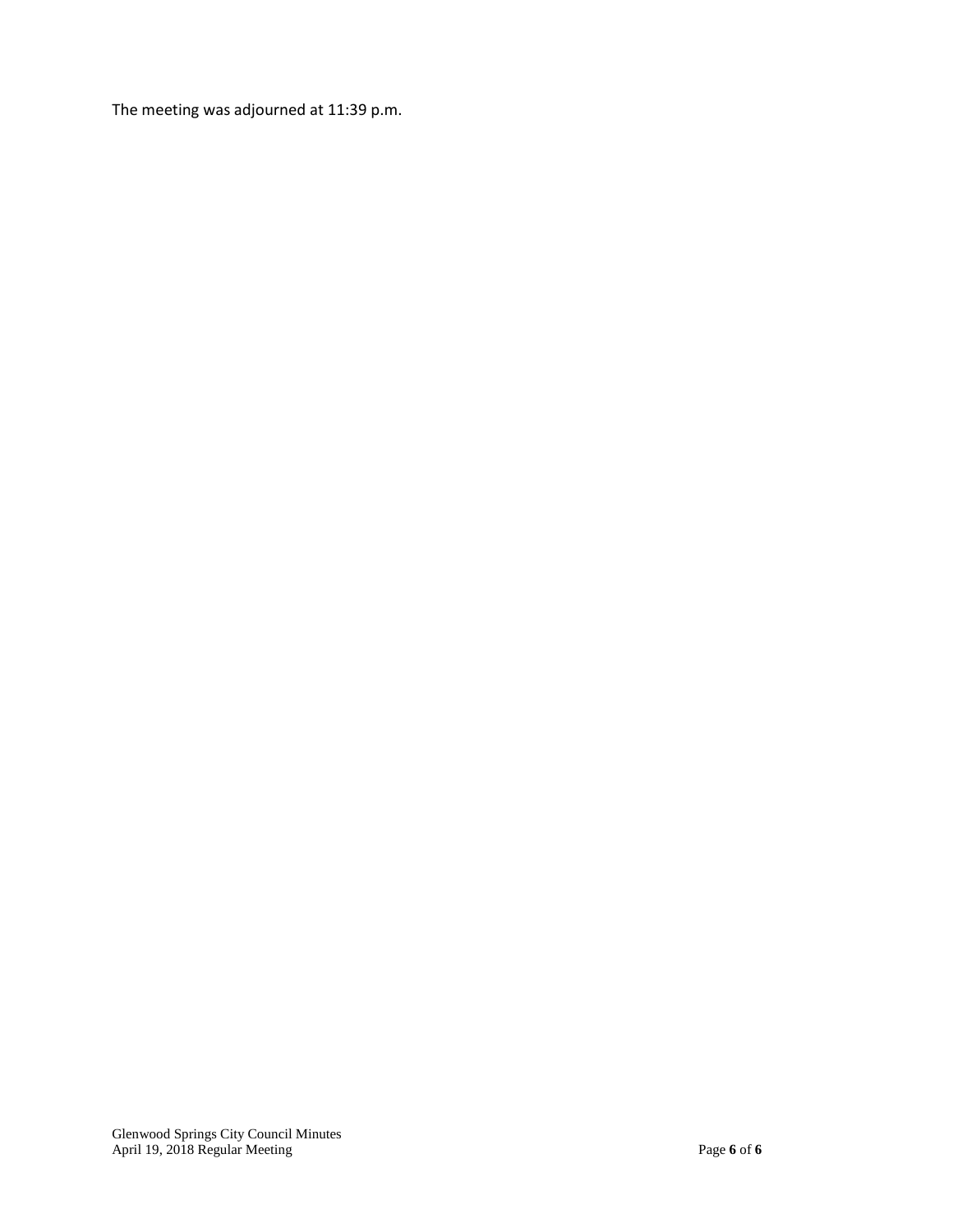The meeting was adjourned at 11:39 p.m.